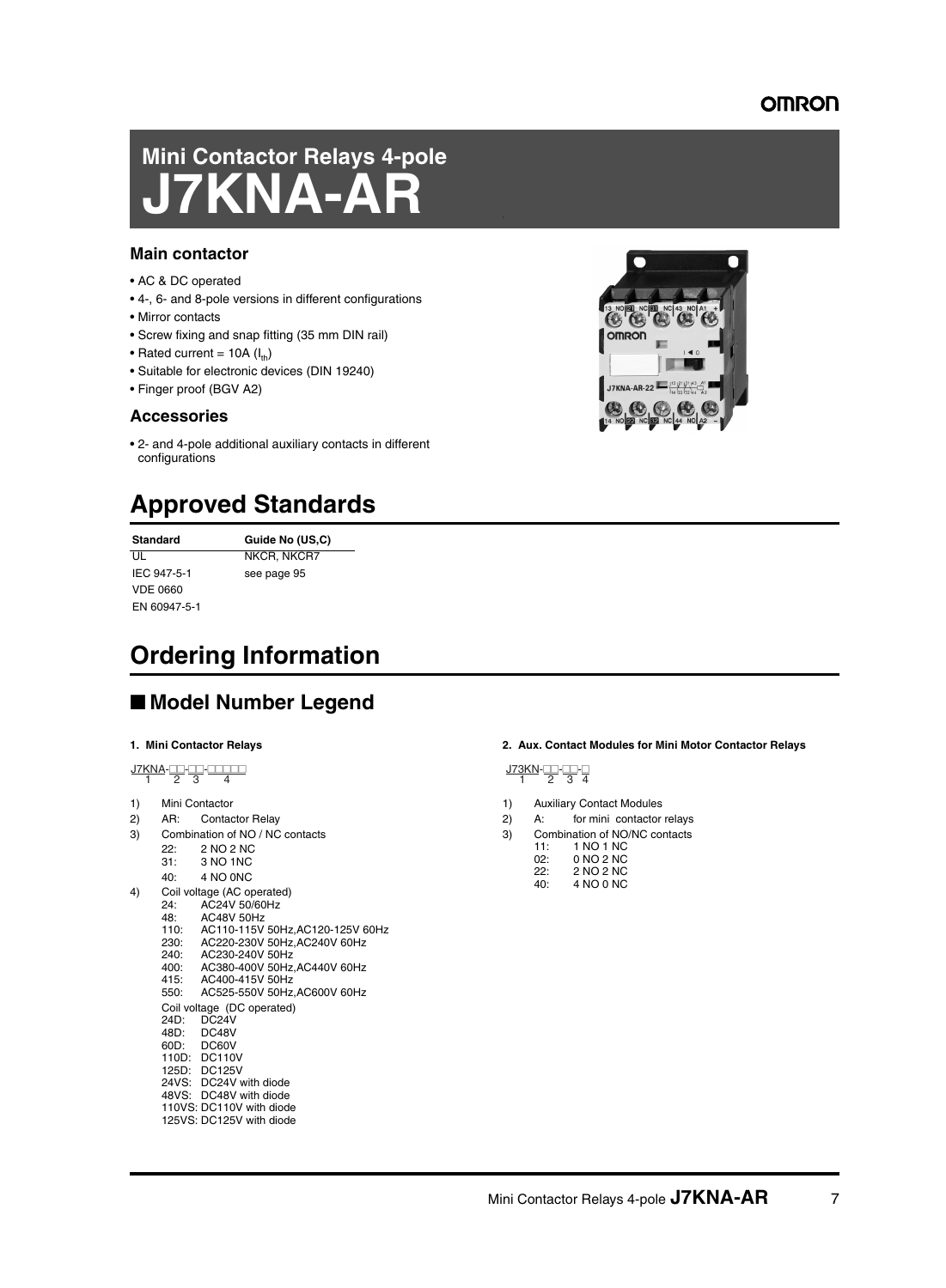# Mini Contactor Relays 4-pole
# J7KNA-AR

### Main contactor

- AC & DC operated
- 4-, 6- and 8-pole versions in different configurations
- Mirror contacts
- Screw fixing and snap fitting (35 mm DIN rail)
- Rated current = 10A ($I_{th}$)
- Suitable for electronic devices (DIN 19240)
- Finger proof (BGV A2)

### Accessories

- 2- and 4-pole additional auxiliary contacts in different configurations

## Approved Standards

| Standard | Guide No (US,C) |
|---|---|
| UL | NKCR, NKCR7 |
| IEC 947-5-1 | see page 95 |
| VDE 0660 | |
| EN 60947-5-1 | |

## Ordering Information

## ■ Model Number Legend

#### 1. Mini Contactor Relays

J7KNA-□□-□□-□□□□□
(1: J7KNA, 2: first □□, 3: second □□, 4: □□□□□)

1) Mini Contactor
2) AR: Contactor Relay
3) Combination of NO / NC contacts
   - 22: 2 NO 2 NC
   - 31: 3 NO 1NC
   - 40: 4 NO 0NC
4) Coil voltage (AC operated)
   - 24: AC24V 50/60Hz
   - 48: AC48V 50Hz
   - 110: AC110-115V 50Hz,AC120-125V 60Hz
   - 230: AC220-230V 50Hz,AC240V 60Hz
   - 240: AC230-240V 50Hz
   - 400: AC380-400V 50Hz,AC440V 60Hz
   - 415: AC400-415V 50Hz
   - 550: AC525-550V 50Hz,AC600V 60Hz

   Coil voltage (DC operated)
   - 24D: DC24V
   - 48D: DC48V
   - 60D: DC60V
   - 110D: DC110V
   - 125D: DC125V
   - 24VS: DC24V with diode
   - 48VS: DC48V with diode
   - 110VS: DC110V with diode
   - 125VS: DC125V with diode

#### 2. Aux. Contact Modules for Mini Motor Contactor Relays

J73KN-□□-□□-□
(1: J73KN, 2: first □□, 3: second □□, 4: □)

1) Auxiliary Contact Modules
2) A: for mini contactor relays
3) Combination of NO/NC contacts
   - 11: 1 NO 1 NC
   - 02: 0 NO 2 NC
   - 22: 2 NO 2 NC
   - 40: 4 NO 0 NC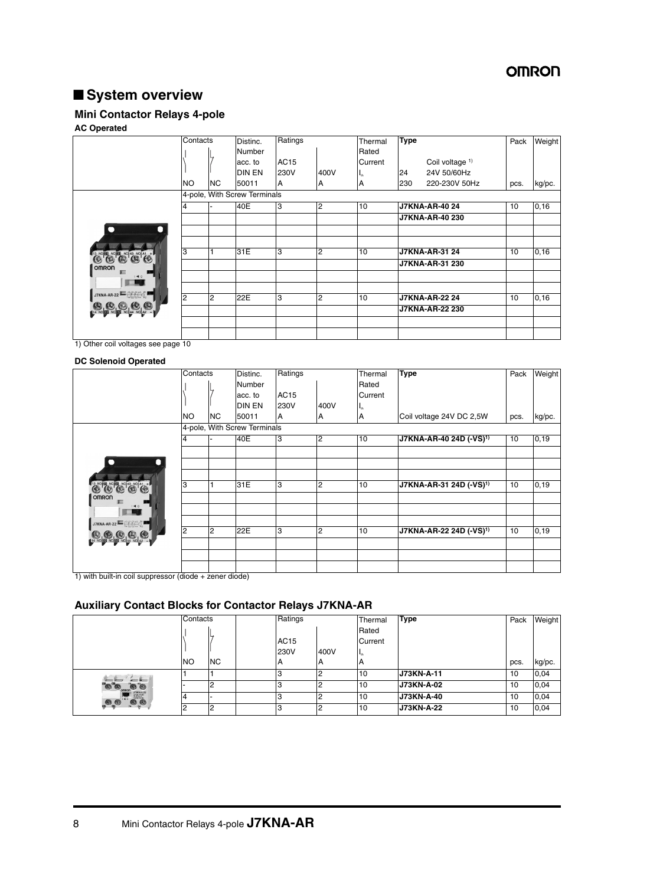## ■ System overview

### Mini Contactor Relays 4-pole

**AC Operated**

| Contacts NO | Contacts NC | Distinc. Number acc. to DIN EN 50011 | Ratings AC15 230V A | Ratings 400V A | Thermal Rated Current $I_{th}$ A | Type (Coil voltage [1]: 24 = 24V 50/60Hz; 230 = 220-230V 50Hz) | Pack pcs. | Weight kg/pc. |
|---|---|---|---|---|---|---|---|---|
| 4-pole, With Screw Terminals | | | | | | | | |
| 4 | - | 40E | 3 | 2 | 10 | **J7KNA-AR-40 24** | 10 | 0,16 |
| | | | | | | **J7KNA-AR-40 230** | | |
| 3 | 1 | 31E | 3 | 2 | 10 | **J7KNA-AR-31 24** | 10 | 0,16 |
| | | | | | | **J7KNA-AR-31 230** | | |
| 2 | 2 | 22E | 3 | 2 | 10 | **J7KNA-AR-22 24** | 10 | 0,16 |
| | | | | | | **J7KNA-AR-22 230** | | |

1) Other coil voltages see page 10

**DC Solenoid Operated**

| Contacts NO | Contacts NC | Distinc. Number acc. to DIN EN 50011 | Ratings AC15 230V A | Ratings 400V A | Thermal Rated Current $I_{th}$ A | Type (Coil voltage 24V DC 2,5W) | Pack pcs. | Weight kg/pc. |
|---|---|---|---|---|---|---|---|---|
| 4-pole, With Screw Terminals | | | | | | | | |
| 4 | - | 40E | 3 | 2 | 10 | **J7KNA-AR-40 24D (-VS)[1]** | 10 | 0,19 |
| 3 | 1 | 31E | 3 | 2 | 10 | **J7KNA-AR-31 24D (-VS)[1]** | 10 | 0,19 |
| 2 | 2 | 22E | 3 | 2 | 10 | **J7KNA-AR-22 24D (-VS)[1]** | 10 | 0,19 |

1) with built-in coil suppressor (diode + zener diode)

### Auxiliary Contact Blocks for Contactor Relays J7KNA-AR

| Contacts NO | Contacts NC | Ratings AC15 230V A | Ratings 400V A | Thermal Rated Current $I_{th}$ A | Type | Pack pcs. | Weight kg/pc. |
|---|---|---|---|---|---|---|---|
| 1 | 1 | 3 | 2 | 10 | **J73KN-A-11** | 10 | 0,04 |
| - | 2 | 3 | 2 | 10 | **J73KN-A-02** | 10 | 0,04 |
| 4 | - | 3 | 2 | 10 | **J73KN-A-40** | 10 | 0,04 |
| 2 | 2 | 3 | 2 | 10 | **J73KN-A-22** | 10 | 0,04 |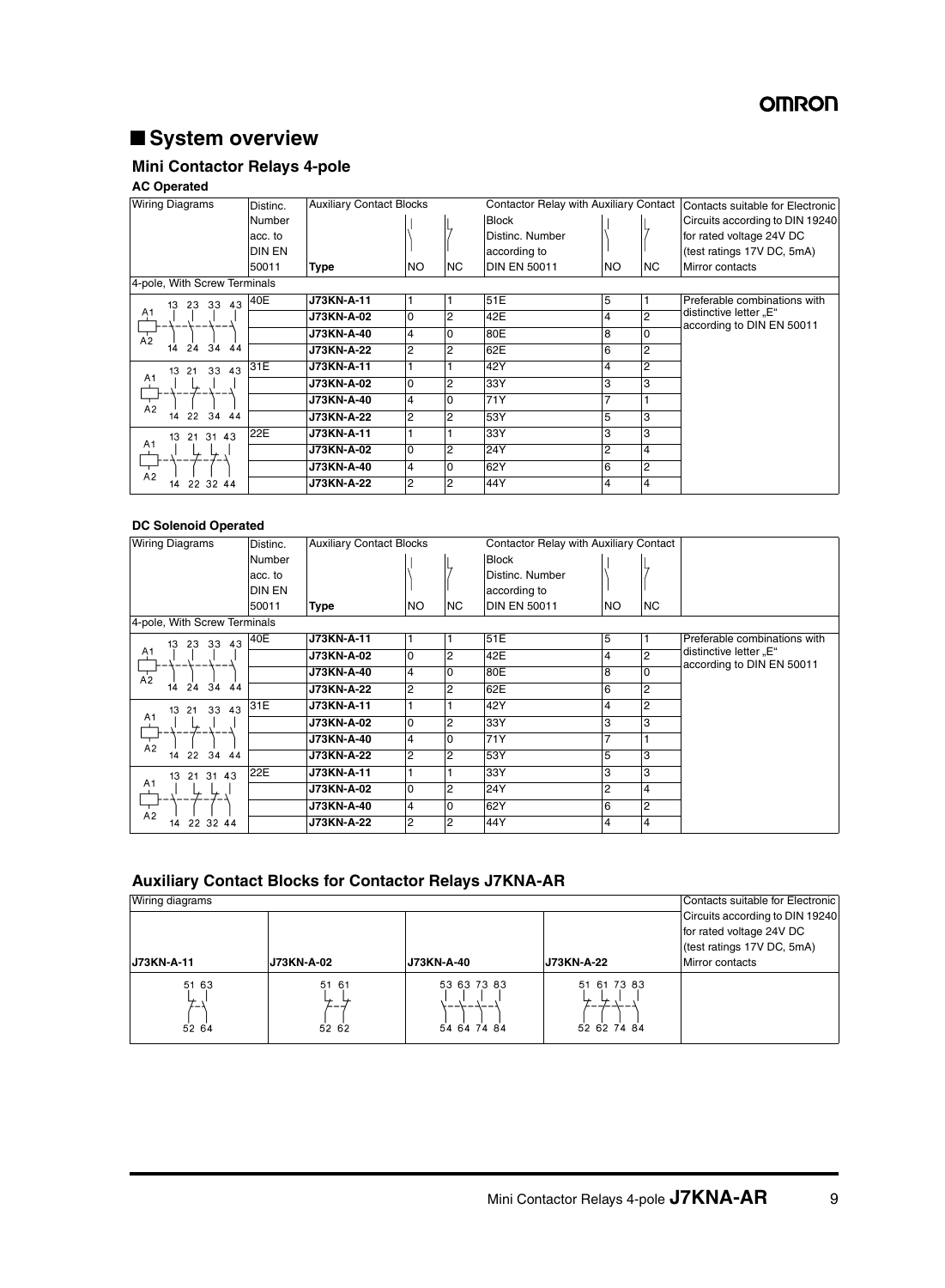## ■ System overview

### Mini Contactor Relays 4-pole

#### AC Operated

| Wiring Diagrams | Distinc. Number acc. to DIN EN 50011 | Auxiliary Contact Blocks Type | NO | NC | Contactor Relay with Auxiliary Contact Block Distinc. Number according to DIN EN 50011 | NO | NC | Contacts suitable for Electronic Circuits according to DIN 19240 for rated voltage 24V DC (test ratings 17V DC, 5mA) Mirror contacts |
|---|---|---|---|---|---|---|---|---|
| 4-pole, With Screw Terminals | | | | | | | | |
| A1 A2; 13 14, 23 24, 33 34, 43 44 | 40E | J73KN-A-11 | 1 | 1 | 51E | 5 | 1 | Preferable combinations with distinctive letter „E" according to DIN EN 50011 |
| | | J73KN-A-02 | 0 | 2 | 42E | 4 | 2 | |
| | | J73KN-A-40 | 4 | 0 | 80E | 8 | 0 | |
| | | J73KN-A-22 | 2 | 2 | 62E | 6 | 2 | |
| A1 A2; 13 14, 21 22, 33 34, 43 44 | 31E | J73KN-A-11 | 1 | 1 | 42Y | 4 | 2 | |
| | | J73KN-A-02 | 0 | 2 | 33Y | 3 | 3 | |
| | | J73KN-A-40 | 4 | 0 | 71Y | 7 | 1 | |
| | | J73KN-A-22 | 2 | 2 | 53Y | 5 | 3 | |
| A1 A2; 13 14, 21 22, 31 32, 43 44 | 22E | J73KN-A-11 | 1 | 1 | 33Y | 3 | 3 | |
| | | J73KN-A-02 | 0 | 2 | 24Y | 2 | 4 | |
| | | J73KN-A-40 | 4 | 0 | 62Y | 6 | 2 | |
| | | J73KN-A-22 | 2 | 2 | 44Y | 4 | 4 | |

#### DC Solenoid Operated

| Wiring Diagrams | Distinc. Number acc. to DIN EN 50011 | Auxiliary Contact Blocks Type | NO | NC | Contactor Relay with Auxiliary Contact Block Distinc. Number according to DIN EN 50011 | NO | NC | |
|---|---|---|---|---|---|---|---|---|
| 4-pole, With Screw Terminals | | | | | | | | |
| A1 A2; 13 14, 23 24, 33 34, 43 44 | 40E | J73KN-A-11 | 1 | 1 | 51E | 5 | 1 | Preferable combinations with distinctive letter „E" according to DIN EN 50011 |
| | | J73KN-A-02 | 0 | 2 | 42E | 4 | 2 | |
| | | J73KN-A-40 | 4 | 0 | 80E | 8 | 0 | |
| | | J73KN-A-22 | 2 | 2 | 62E | 6 | 2 | |
| A1 A2; 13 14, 21 22, 33 34, 43 44 | 31E | J73KN-A-11 | 1 | 1 | 42Y | 4 | 2 | |
| | | J73KN-A-02 | 0 | 2 | 33Y | 3 | 3 | |
| | | J73KN-A-40 | 4 | 0 | 71Y | 7 | 1 | |
| | | J73KN-A-22 | 2 | 2 | 53Y | 5 | 3 | |
| A1 A2; 13 14, 21 22, 31 32, 43 44 | 22E | J73KN-A-11 | 1 | 1 | 33Y | 3 | 3 | |
| | | J73KN-A-02 | 0 | 2 | 24Y | 2 | 4 | |
| | | J73KN-A-40 | 4 | 0 | 62Y | 6 | 2 | |
| | | J73KN-A-22 | 2 | 2 | 44Y | 4 | 4 | |

### Auxiliary Contact Blocks for Contactor Relays J7KNA-AR

| Wiring diagrams | | | | Contacts suitable for Electronic Circuits according to DIN 19240 for rated voltage 24V DC (test ratings 17V DC, 5mA) Mirror contacts |
|---|---|---|---|---|
| **J73KN-A-11** | **J73KN-A-02** | **J73KN-A-40** | **J73KN-A-22** | |
| 51 52, 63 64 | 51 52, 61 62 | 53 54, 63 64, 73 74, 83 84 | 51 52, 61 62, 73 74, 83 84 | |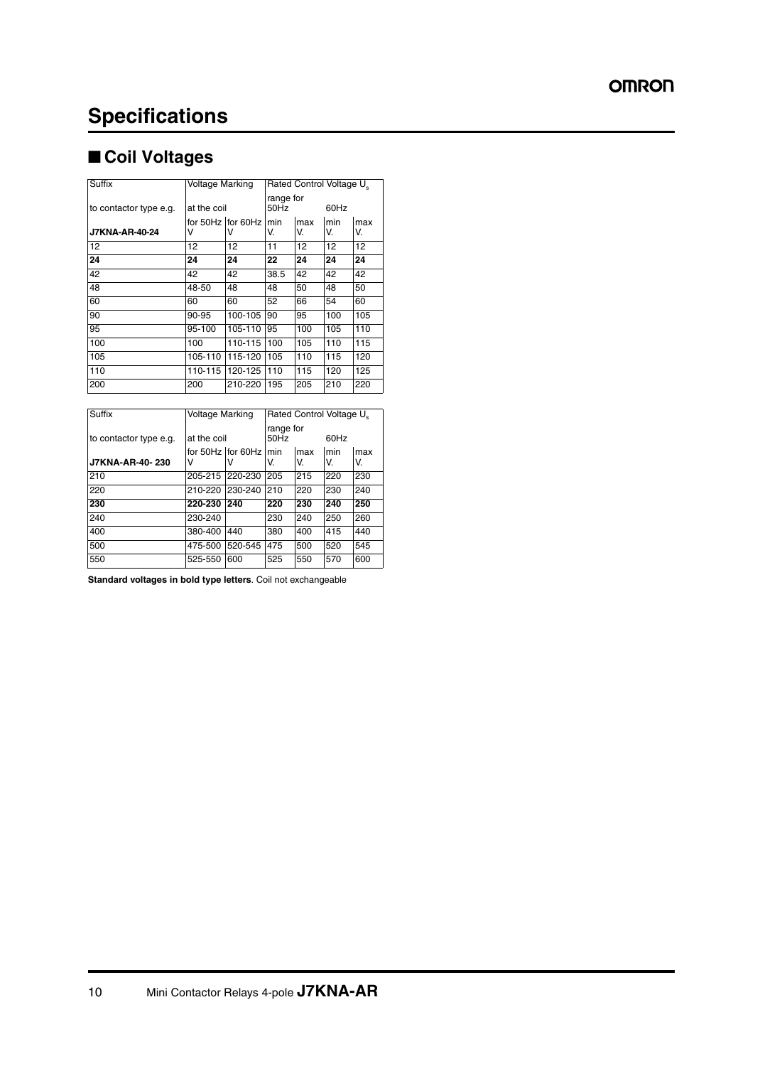# Specifications

## ■ Coil Voltages

| Suffix | Voltage Marking | | Rated Control Voltage $U_s$ | | | |
|---|---|---|---|---|---|---|
| to contactor type e.g. | at the coil | | range for 50Hz | | 60Hz | |
| **J7KNA-AR-40-24** | for 50Hz V | for 60Hz V | min V. | max V. | min V. | max V. |
| 12 | 12 | 12 | 11 | 12 | 12 | 12 |
| **24** | **24** | **24** | **22** | **24** | **24** | **24** |
| 42 | 42 | 42 | 38.5 | 42 | 42 | 42 |
| 48 | 48-50 | 48 | 48 | 50 | 48 | 50 |
| 60 | 60 | 60 | 52 | 66 | 54 | 60 |
| 90 | 90-95 | 100-105 | 90 | 95 | 100 | 105 |
| 95 | 95-100 | 105-110 | 95 | 100 | 105 | 110 |
| 100 | 100 | 110-115 | 100 | 105 | 110 | 115 |
| 105 | 105-110 | 115-120 | 105 | 110 | 115 | 120 |
| 110 | 110-115 | 120-125 | 110 | 115 | 120 | 125 |
| 200 | 200 | 210-220 | 195 | 205 | 210 | 220 |

| Suffix | Voltage Marking | | Rated Control Voltage $U_s$ | | | |
|---|---|---|---|---|---|---|
| to contactor type e.g. | at the coil | | range for 50Hz | | 60Hz | |
| **J7KNA-AR-40- 230** | for 50Hz V | for 60Hz V | min V. | max V. | min V. | max V. |
| 210 | 205-215 | 220-230 | 205 | 215 | 220 | 230 |
| 220 | 210-220 | 230-240 | 210 | 220 | 230 | 240 |
| **230** | **220-230** | **240** | **220** | **230** | **240** | **250** |
| 240 | 230-240 | | 230 | 240 | 250 | 260 |
| 400 | 380-400 | 440 | 380 | 400 | 415 | 440 |
| 500 | 475-500 | 520-545 | 475 | 500 | 520 | 545 |
| 550 | 525-550 | 600 | 525 | 550 | 570 | 600 |

**Standard voltages in bold type letters**. Coil not exchangeable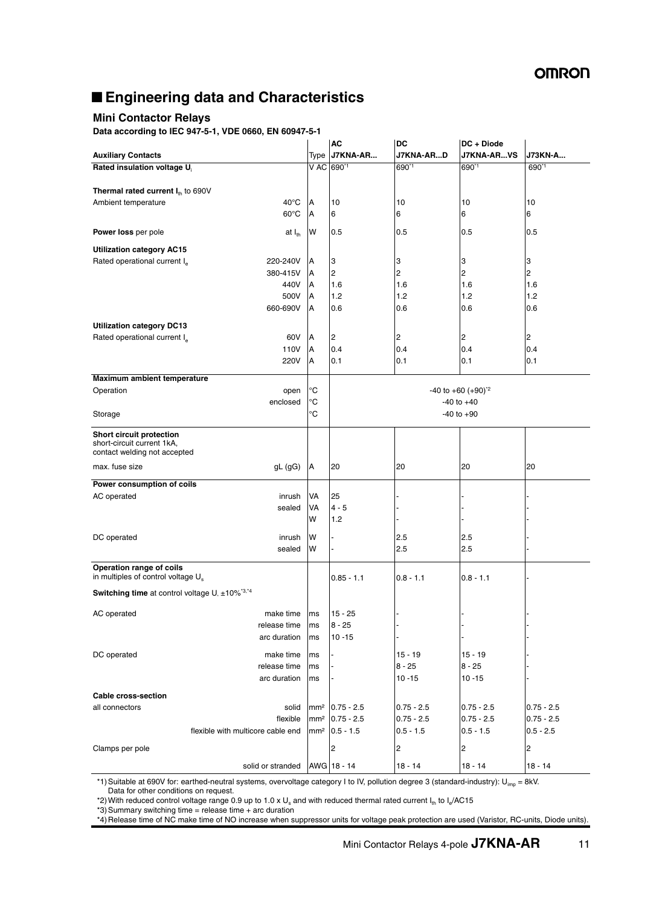## ■ Engineering data and Characteristics

### Mini Contactor Relays

**Data according to IEC 947-5-1, VDE 0660, EN 60947-5-1**

| **Auxiliary Contacts** | | Type | **AC** **J7KNA-AR...** | **DC** **J7KNA-AR...D** | **DC + Diode** **J7KNA-AR...VS** | **J73KN-A...** |
|---|---|---|---|---|---|---|
| **Rated insulation voltage $U_i$** | | V AC | 690[*1] | 690[*1] | 690[*1] | 690[*1] |
| **Thermal rated current $I_{th}$** to 690V | | | | | | |
| Ambient temperature | 40°C | A | 10 | 10 | 10 | 10 |
| | 60°C | A | 6 | 6 | 6 | 6 |
| **Power loss** per pole | at $I_{th}$ | W | 0.5 | 0.5 | 0.5 | 0.5 |
| **Utilization category AC15** | | | | | | |
| Rated operational current $I_e$ | 220-240V | A | 3 | 3 | 3 | 3 |
| | 380-415V | A | 2 | 2 | 2 | 2 |
| | 440V | A | 1.6 | 1.6 | 1.6 | 1.6 |
| | 500V | A | 1.2 | 1.2 | 1.2 | 1.2 |
| | 660-690V | A | 0.6 | 0.6 | 0.6 | 0.6 |
| **Utilization category DC13** | | | | | | |
| Rated operational current $I_e$ | 60V | A | 2 | 2 | 2 | 2 |
| | 110V | A | 0.4 | 0.4 | 0.4 | 0.4 |
| | 220V | A | 0.1 | 0.1 | 0.1 | 0.1 |
| **Maximum ambient temperature** | | | | | | |
| Operation | open | °C | -40 to +60 (+90)[*2] | | | |
| | enclosed | °C | -40 to +40 | | | |
| Storage | | °C | -40 to +90 | | | |
| **Short circuit protection** short-circuit current 1kA, contact welding not accepted | | | | | | |
| max. fuse size | gL (gG) | A | 20 | 20 | 20 | 20 |
| **Power consumption of coils** | | | | | | |
| AC operated | inrush | VA | 25 | - | - | - |
| | sealed | VA | 4 - 5 | - | - | - |
| | | W | 1.2 | - | - | - |
| DC operated | inrush | W | - | 2.5 | 2.5 | - |
| | sealed | W | - | 2.5 | 2.5 | - |
| **Operation range of coils** in multiples of control voltage $U_s$ | | | 0.85 - 1.1 | 0.8 - 1.1 | 0.8 - 1.1 | - |
| **Switching time** at control voltage $U_s$ ±10%[*3,*4] | | | | | | |
| AC operated | make time | ms | 15 - 25 | - | - | - |
| | release time | ms | 8 - 25 | - | - | - |
| | arc duration | ms | 10 -15 | - | - | - |
| DC operated | make time | ms | - | 15 - 19 | 15 - 19 | - |
| | release time | ms | - | 8 - 25 | 8 - 25 | - |
| | arc duration | ms | - | 10 -15 | 10 -15 | - |
| **Cable cross-section** | | | | | | |
| all connectors | solid | mm² | 0.75 - 2.5 | 0.75 - 2.5 | 0.75 - 2.5 | 0.75 - 2.5 |
| | flexible | mm² | 0.75 - 2.5 | 0.75 - 2.5 | 0.75 - 2.5 | 0.75 - 2.5 |
| | flexible with multicore cable end | mm² | 0.5 - 1.5 | 0.5 - 1.5 | 0.5 - 1.5 | 0.5 - 2.5 |
| Clamps per pole | | | 2 | 2 | 2 | 2 |
| | solid or stranded | AWG | 18 - 14 | 18 - 14 | 18 - 14 | 18 - 14 |

*1) Suitable at 690V for: earthed-neutral systems, overvoltage category I to IV, pollution degree 3 (standard-industry): $U_{imp}$ = 8kV. Data for other conditions on request.

*2) With reduced control voltage range 0.9 up to 1.0 x $U_s$ and with reduced thermal rated current $I_{th}$ to $I_e$/AC15

*3) Summary switching time = release time + arc duration

*4) Release time of NC make time of NO increase when suppressor units for voltage peak protection are used (Varistor, RC-units, Diode units).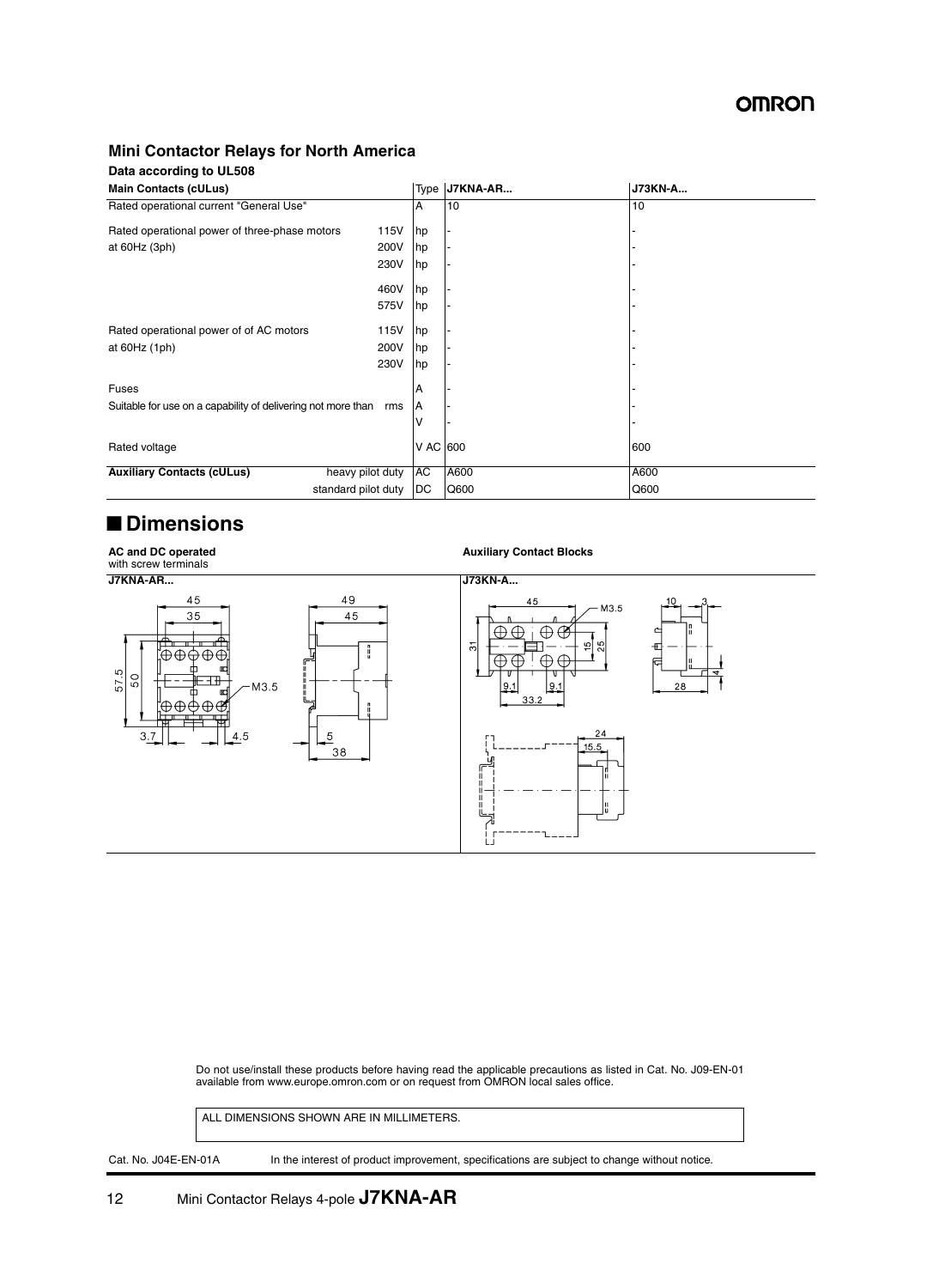## Mini Contactor Relays for North America

### Data according to UL508

| Main Contacts (cULus) | | Type | J7KNA-AR... | J73KN-A... |
|---|---|---|---|---|
| Rated operational current "General Use" | | A | 10 | 10 |
| Rated operational power of three-phase motors at 60Hz (3ph) | 115V | hp | - | - |
| | 200V | hp | - | - |
| | 230V | hp | - | - |
| | 460V | hp | - | - |
| | 575V | hp | - | - |
| Rated operational power of of AC motors at 60Hz (1ph) | 115V | hp | - | - |
| | 200V | hp | - | - |
| | 230V | hp | - | - |
| Fuses | | A | - | - |
| Suitable for use on a capability of delivering not more than | rms | A | - | - |
| | | V | - | - |
| Rated voltage | | V AC | 600 | 600 |
| **Auxiliary Contacts (cULus)** | heavy pilot duty | AC | A600 | A600 |
| | standard pilot duty | DC | Q600 | Q600 |

## Dimensions

**AC and DC operated**
with screw terminals

**J7KNA-AR...**

45
35
57.5
50
M3.5
3.7
4.5
49
45
5
38

**Auxiliary Contact Blocks**

**J73KN-A...**

45
M3.5
31
15
25
9.1
9.1
33.2
10
3
28
4
24
15.5

Do not use/install these products before having read the applicable precautions as listed in Cat. No. J09-EN-01 available from www.europe.omron.com or on request from OMRON local sales office.

ALL DIMENSIONS SHOWN ARE IN MILLIMETERS.

Cat. No. J04E-EN-01A In the interest of product improvement, specifications are subject to change without notice.